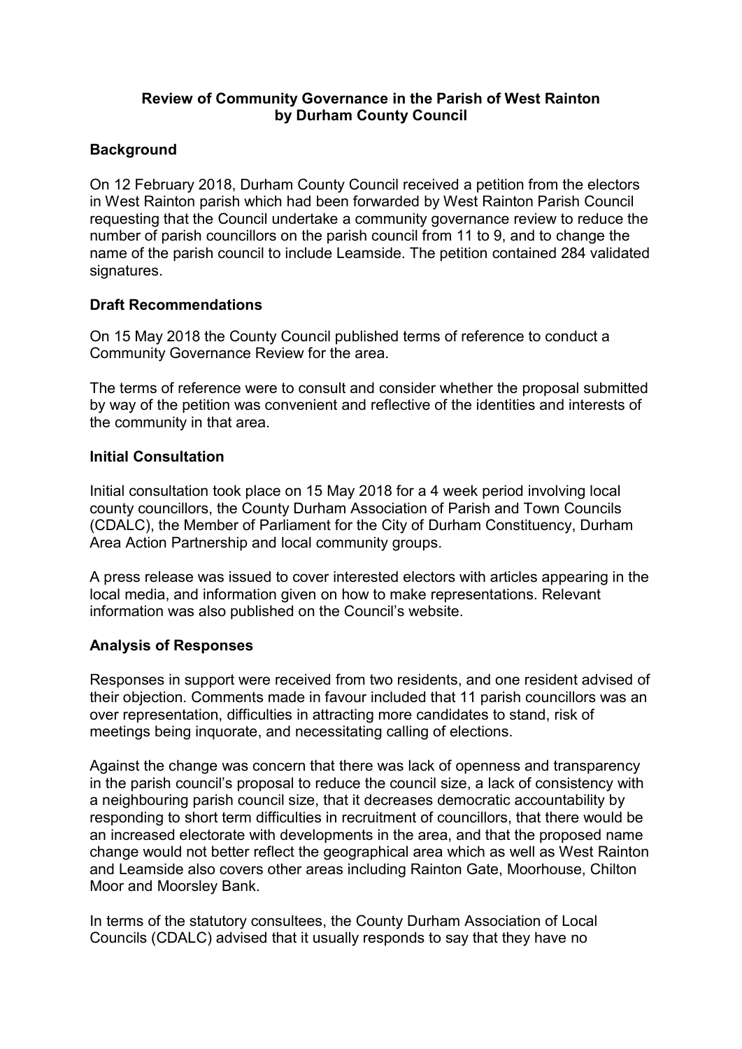**Review of Community Governance in the Parish of West Rainton by Durham County Council**

## Background

On 12 February 2018, Durham County Council received a petition from the electors in West Rainton parish which had been forwarded by West Rainton Parish Council requesting that the Council undertake a community governance review to reduce the number of parish councillors on the parish council from 11 to 9, and to change the name of the parish council to include Leamside. The petition contained 284 validated signatures.

## Draft Recommendations

On 15 May 2018 the County Council published terms of reference to conduct a Community Governance Review for the area.

The terms of reference were to consult and consider whether the proposal submitted by way of the petition was convenient and reflective of the identities and interests of the community in that area.

## Initial Consultation

Initial consultation took place on 15 May 2018 for a 4 week period involving local county councillors, the County Durham Association of Parish and Town Councils (CDALC), the Member of Parliament for the City of Durham Constituency, Durham Area Action Partnership and local community groups.

A press release was issued to cover interested electors with articles appearing in the local media, and information given on how to make representations. Relevant information was also published on the Council's website.

## Analysis of Responses

Responses in support were received from two residents, and one resident advised of their objection. Comments made in favour included that 11 parish councillors was an over representation, difficulties in attracting more candidates to stand, risk of meetings being inquorate, and necessitating calling of elections.

Against the change was concern that there was lack of openness and transparency in the parish council's proposal to reduce the council size, a lack of consistency with a neighbouring parish council size, that it decreases democratic accountability by responding to short term difficulties in recruitment of councillors, that there would be an increased electorate with developments in the area, and that the proposed name change would not better reflect the geographical area which as well as West Rainton and Leamside also covers other areas including Rainton Gate, Moorhouse, Chilton Moor and Moorsley Bank.

In terms of the statutory consultees, the County Durham Association of Local Councils (CDALC) advised that it usually responds to say that they have no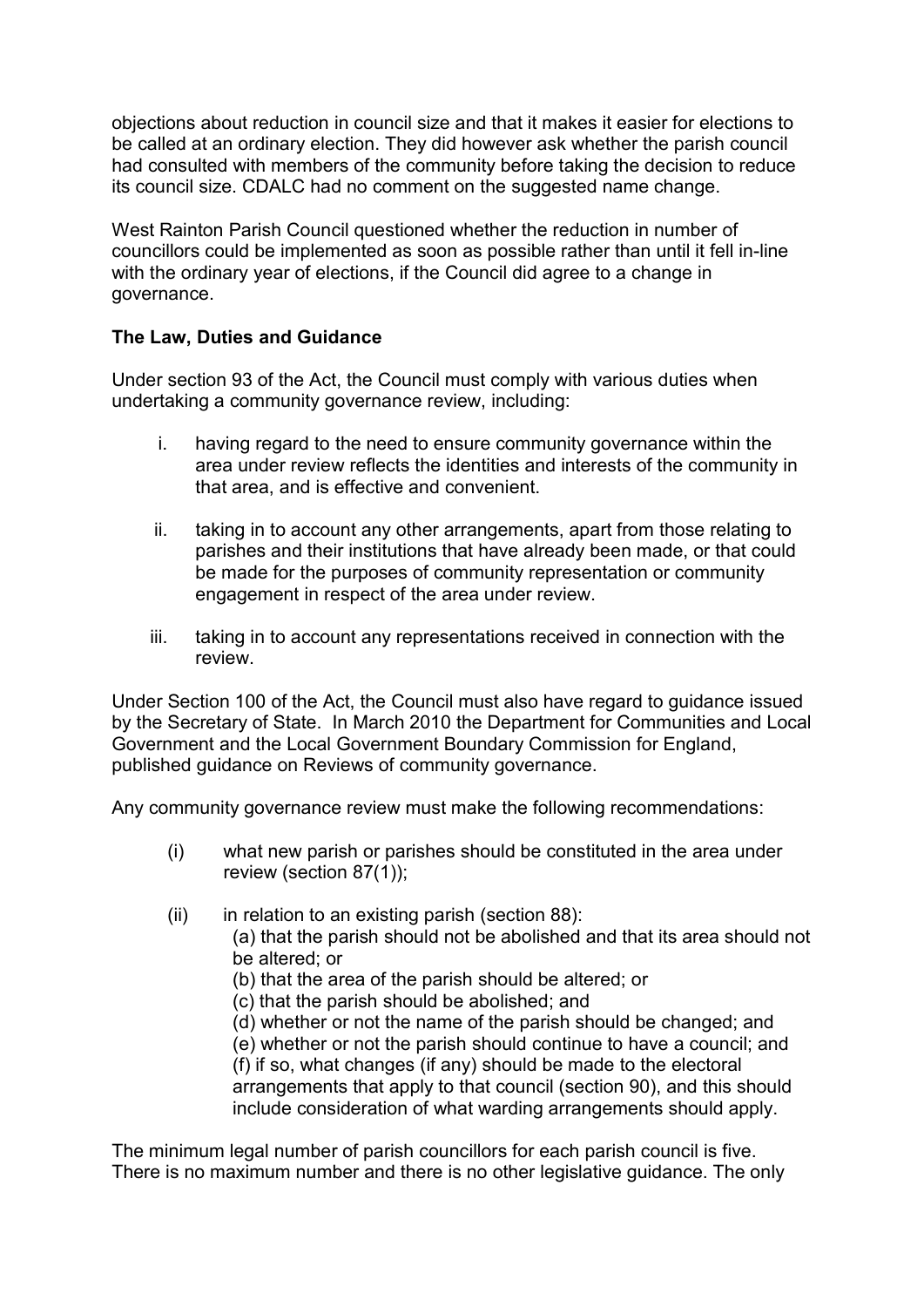objections about reduction in council size and that it makes it easier for elections to be called at an ordinary election. They did however ask whether the parish council had consulted with members of the community before taking the decision to reduce its council size. CDALC had no comment on the suggested name change.

West Rainton Parish Council questioned whether the reduction in number of councillors could be implemented as soon as possible rather than until it fell in-line with the ordinary year of elections, if the Council did agree to a change in governance.

**The Law, Duties and Guidance**

Under section 93 of the Act, the Council must comply with various duties when undertaking a community governance review, including:

i. having regard to the need to ensure community governance within the area under review reflects the identities and interests of the community in that area, and is effective and convenient.

ii. taking in to account any other arrangements, apart from those relating to parishes and their institutions that have already been made, or that could be made for the purposes of community representation or community engagement in respect of the area under review.

iii. taking in to account any representations received in connection with the review.

Under Section 100 of the Act, the Council must also have regard to guidance issued by the Secretary of State. In March 2010 the Department for Communities and Local Government and the Local Government Boundary Commission for England, published guidance on Reviews of community governance.

Any community governance review must make the following recommendations:

(i) what new parish or parishes should be constituted in the area under review (section 87(1));

(ii) in relation to an existing parish (section 88):
(a) that the parish should not be abolished and that its area should not be altered; or
(b) that the area of the parish should be altered; or
(c) that the parish should be abolished; and
(d) whether or not the name of the parish should be changed; and
(e) whether or not the parish should continue to have a council; and
(f) if so, what changes (if any) should be made to the electoral arrangements that apply to that council (section 90), and this should include consideration of what warding arrangements should apply.

The minimum legal number of parish councillors for each parish council is five. There is no maximum number and there is no other legislative guidance. The only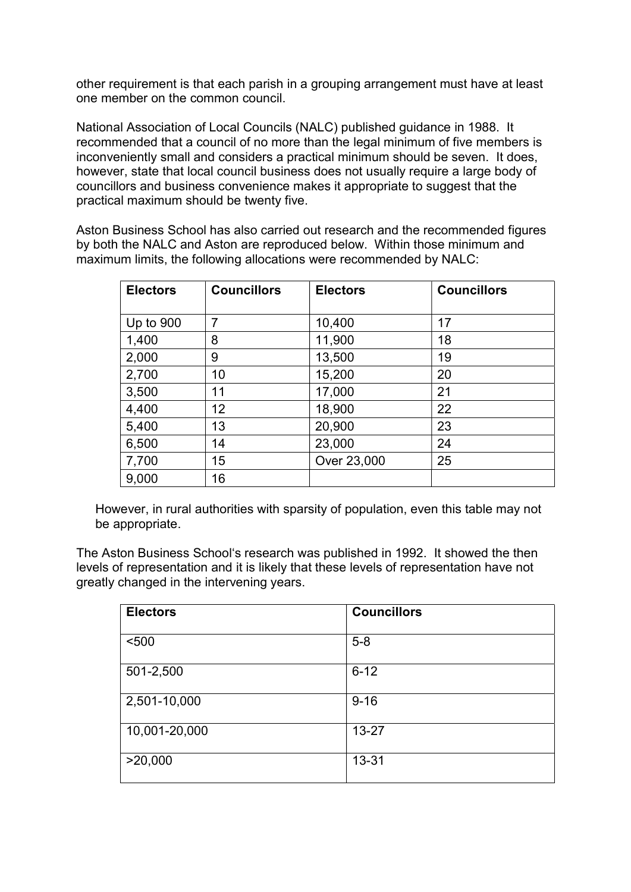other requirement is that each parish in a grouping arrangement must have at least one member on the common council.

National Association of Local Councils (NALC) published guidance in 1988. It recommended that a council of no more than the legal minimum of five members is inconveniently small and considers a practical minimum should be seven. It does, however, state that local council business does not usually require a large body of councillors and business convenience makes it appropriate to suggest that the practical maximum should be twenty five.

Aston Business School has also carried out research and the recommended figures by both the NALC and Aston are reproduced below. Within those minimum and maximum limits, the following allocations were recommended by NALC:

| Electors | Councillors | Electors | Councillors |
|---|---|---|---|
| Up to 900 | 7 | 10,400 | 17 |
| 1,400 | 8 | 11,900 | 18 |
| 2,000 | 9 | 13,500 | 19 |
| 2,700 | 10 | 15,200 | 20 |
| 3,500 | 11 | 17,000 | 21 |
| 4,400 | 12 | 18,900 | 22 |
| 5,400 | 13 | 20,900 | 23 |
| 6,500 | 14 | 23,000 | 24 |
| 7,700 | 15 | Over 23,000 | 25 |
| 9,000 | 16 | | |

However, in rural authorities with sparsity of population, even this table may not be appropriate.

The Aston Business School's research was published in 1992. It showed the then levels of representation and it is likely that these levels of representation have not greatly changed in the intervening years.

| Electors | Councillors |
|---|---|
| <500 | 5-8 |
| 501-2,500 | 6-12 |
| 2,501-10,000 | 9-16 |
| 10,001-20,000 | 13-27 |
| >20,000 | 13-31 |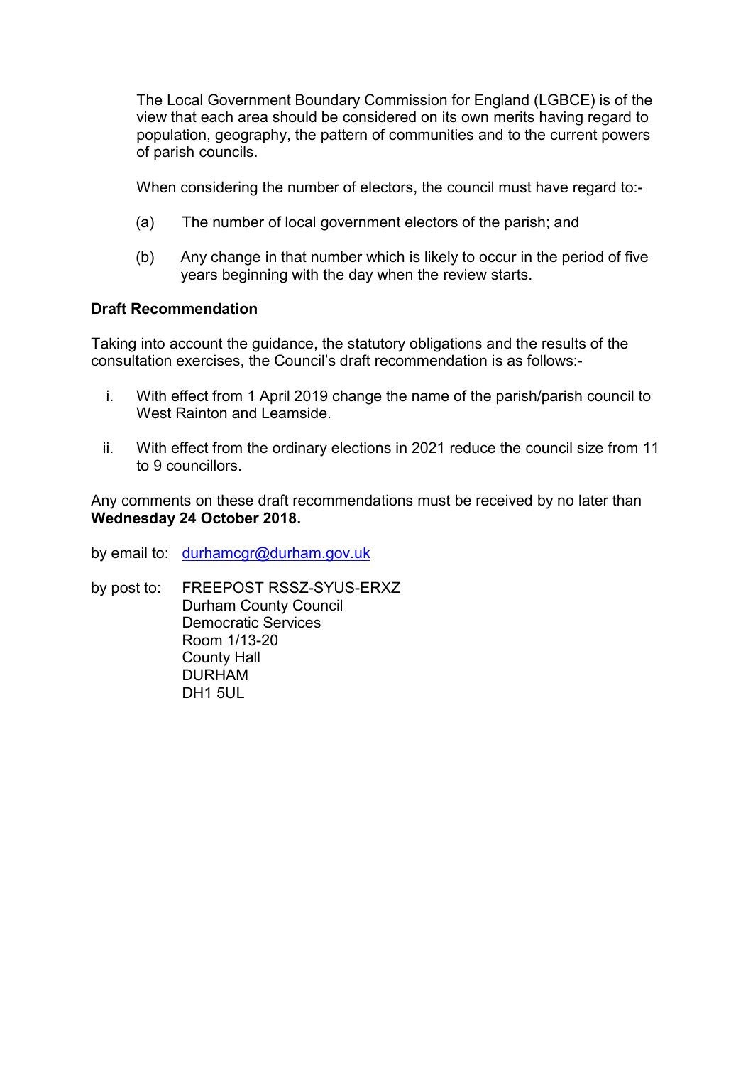The Local Government Boundary Commission for England (LGBCE) is of the view that each area should be considered on its own merits having regard to population, geography, the pattern of communities and to the current powers of parish councils.

When considering the number of electors, the council must have regard to:-

(a) The number of local government electors of the parish; and

(b) Any change in that number which is likely to occur in the period of five years beginning with the day when the review starts.

**Draft Recommendation**

Taking into account the guidance, the statutory obligations and the results of the consultation exercises, the Council's draft recommendation is as follows:-

i. With effect from 1 April 2019 change the name of the parish/parish council to West Rainton and Leamside.

ii. With effect from the ordinary elections in 2021 reduce the council size from 11 to 9 councillors.

Any comments on these draft recommendations must be received by no later than **Wednesday 24 October 2018.**

by email to: durhamcgr@durham.gov.uk

by post to: FREEPOST RSSZ-SYUS-ERXZ
Durham County Council
Democratic Services
Room 1/13-20
County Hall
DURHAM
DH1 5UL